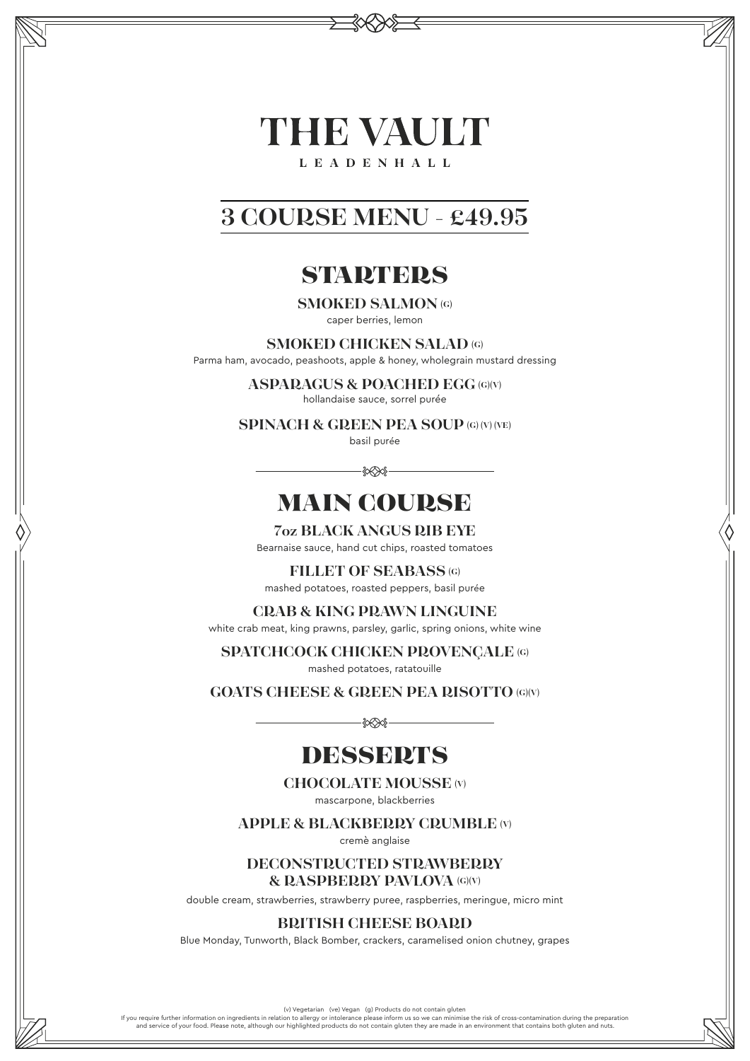# THE VAULT

LEADENHALL

## 3 COURSE MENU - £49.95

## STARTERS

**SMOKED SALMON (G)**
caper berries, lemon

**SMOKED CHICKEN SALAD (G)**
Parma ham, avocado, peashoots, apple & honey, wholegrain mustard dressing

**ASPARAGUS & POACHED EGG (G)(V)**
hollandaise sauce, sorrel purée

**SPINACH & GREEN PEA SOUP (G) (V) (VE)**
basil purée

## MAIN COURSE

**7oz BLACK ANGUS RIB EYE**
Bearnaise sauce, hand cut chips, roasted tomatoes

**FILLET OF SEABASS (G)**
mashed potatoes, roasted peppers, basil purée

**CRAB & KING PRAWN LINGUINE**
white crab meat, king prawns, parsley, garlic, spring onions, white wine

**SPATCHCOCK CHICKEN PROVENÇALE (G)**
mashed potatoes, ratatouille

**GOATS CHEESE & GREEN PEA RISOTTO (G)(V)**

## DESSERTS

**CHOCOLATE MOUSSE (V)**
mascarpone, blackberries

**APPLE & BLACKBERRY CRUMBLE (V)**
cremè anglaise

**DECONSTRUCTED STRAWBERRY & RASPBERRY PAVLOVA (G)(V)**
double cream, strawberries, strawberry puree, raspberries, meringue, micro mint

**BRITISH CHEESE BOARD**
Blue Monday, Tunworth, Black Bomber, crackers, caramelised onion chutney, grapes

(v) Vegetarian (ve) Vegan (g) Products do not contain gluten

If you require further information on ingredients in relation to allergy or intolerance please inform us so we can minimise the risk of cross-contamination during the preparation and service of your food. Please note, although our highlighted products do not contain gluten they are made in an environment that contains both gluten and nuts.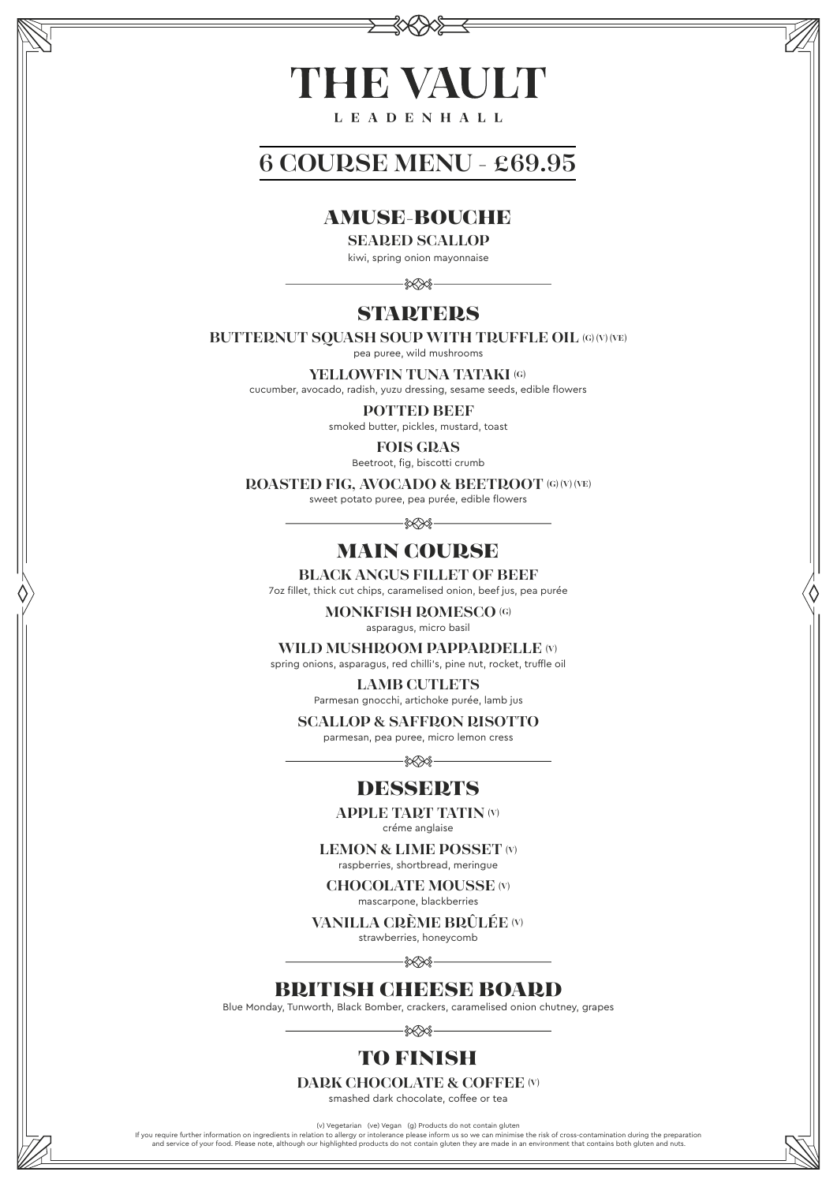# THE VAULT

LEADENHALL

## 6 COURSE MENU - £69.95

### AMUSE-BOUCHE

**SEARED SCALLOP**

kiwi, spring onion mayonnaise

### STARTERS

**BUTTERNUT SQUASH SOUP WITH TRUFFLE OIL** (G) (V) (VE)

pea puree, wild mushrooms

**YELLOWFIN TUNA TATAKI** (G)

cucumber, avocado, radish, yuzu dressing, sesame seeds, edible flowers

**POTTED BEEF**

smoked butter, pickles, mustard, toast

**FOIS GRAS**

Beetroot, fig, biscotti crumb

**ROASTED FIG, AVOCADO & BEETROOT** (G) (V) (VE)

sweet potato puree, pea purée, edible flowers

### MAIN COURSE

**BLACK ANGUS FILLET OF BEEF**

7oz fillet, thick cut chips, caramelised onion, beef jus, pea purée

**MONKFISH ROMESCO** (G)

asparagus, micro basil

**WILD MUSHROOM PAPPARDELLE** (V)

spring onions, asparagus, red chilli's, pine nut, rocket, truffle oil

**LAMB CUTLETS**

Parmesan gnocchi, artichoke purée, lamb jus

**SCALLOP & SAFFRON RISOTTO**

parmesan, pea puree, micro lemon cress

### DESSERTS

**APPLE TART TATIN** (V)

créme anglaise

**LEMON & LIME POSSET** (V)

raspberries, shortbread, meringue

**CHOCOLATE MOUSSE** (V)

mascarpone, blackberries

**VANILLA CRÈME BRÛLÉE** (V)

strawberries, honeycomb

### BRITISH CHEESE BOARD

Blue Monday, Tunworth, Black Bomber, crackers, caramelised onion chutney, grapes

### TO FINISH

**DARK CHOCOLATE & COFFEE** (V)

smashed dark chocolate, coffee or tea

(v) Vegetarian (ve) Vegan (g) Products do not contain gluten

If you require further information on ingredients in relation to allergy or intolerance please inform us so we can minimise the risk of cross-contamination during the preparation and service of your food. Please note, although our highlighted products do not contain gluten they are made in an environment that contains both gluten and nuts.